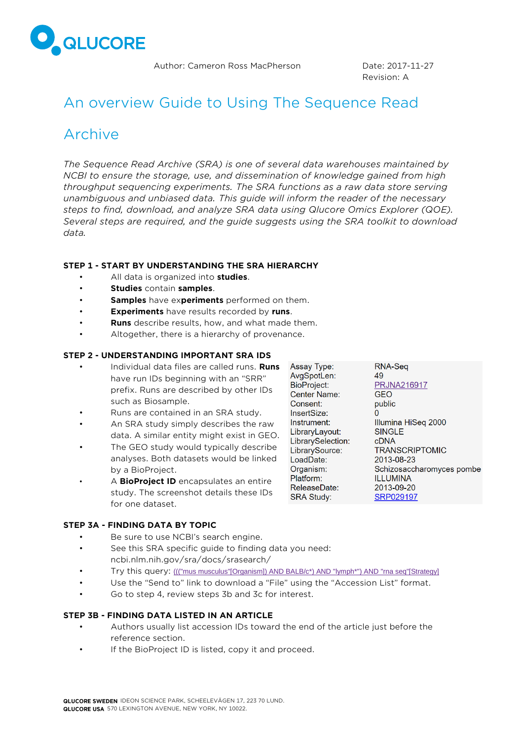QLUCORE

Author: Cameron Ross MacPherson

Date: 2017-11-27
Revision: A

# An overview Guide to Using The Sequence Read Archive

*The Sequence Read Archive (SRA) is one of several data warehouses maintained by NCBI to ensure the storage, use, and dissemination of knowledge gained from high throughput sequencing experiments. The SRA functions as a raw data store serving unambiguous and unbiased data. This guide will inform the reader of the necessary steps to find, download, and analyze SRA data using Qlucore Omics Explorer (QOE). Several steps are required, and the guide suggests using the SRA toolkit to download data.*

## STEP 1 - START BY UNDERSTANDING THE SRA HIERARCHY

- All data is organized into **studies**.
- **Studies** contain **samples**.
- **Samples** have ex**periments** performed on them.
- **Experiments** have results recorded by **runs**.
- **Runs** describe results, how, and what made them.
- Altogether, there is a hierarchy of provenance.

## STEP 2 - UNDERSTANDING IMPORTANT SRA IDS

- Individual data files are called runs. **Runs** have run IDs beginning with an "SRR" prefix. Runs are described by other IDs such as Biosample.
- Runs are contained in an SRA study.
- An SRA study simply describes the raw data. A similar entity might exist in GEO.
- The GEO study would typically describe analyses. Both datasets would be linked by a BioProject.
- A **BioProject ID** encapsulates an entire study. The screenshot details these IDs for one dataset.

| | |
|---|---|
| Assay Type: | RNA-Seq |
| AvgSpotLen: | 49 |
| BioProject: | PRJNA216917 |
| Center Name: | GEO |
| Consent: | public |
| InsertSize: | 0 |
| Instrument: | Illumina HiSeq 2000 |
| LibraryLayout: | SINGLE |
| LibrarySelection: | cDNA |
| LibrarySource: | TRANSCRIPTOMIC |
| LoadDate: | 2013-08-23 |
| Organism: | Schizosaccharomyces pombe |
| Platform: | ILLUMINA |
| ReleaseDate: | 2013-09-20 |
| SRA Study: | SRP029197 |

## STEP 3A - FINDING DATA BY TOPIC

- Be sure to use NCBI's search engine.
- See this SRA specific guide to finding data you need: ncbi.nlm.nih.gov/sra/docs/srasearch/
- Try this query: ((("mus musculus"[Organism]) AND BALB/c*) AND "lymph*") AND "rna seq"[Strategy]
- Use the "Send to" link to download a "File" using the "Accession List" format.
- Go to step 4, review steps 3b and 3c for interest.

## STEP 3B - FINDING DATA LISTED IN AN ARTICLE

- Authors usually list accession IDs toward the end of the article just before the reference section.
- If the BioProject ID is listed, copy it and proceed.

**QLUCORE SWEDEN** IDEON SCIENCE PARK, SCHEELEVÄGEN 17, 223 70 LUND.
**QLUCORE USA** 570 LEXINGTON AVENUE, NEW YORK, NY 10022.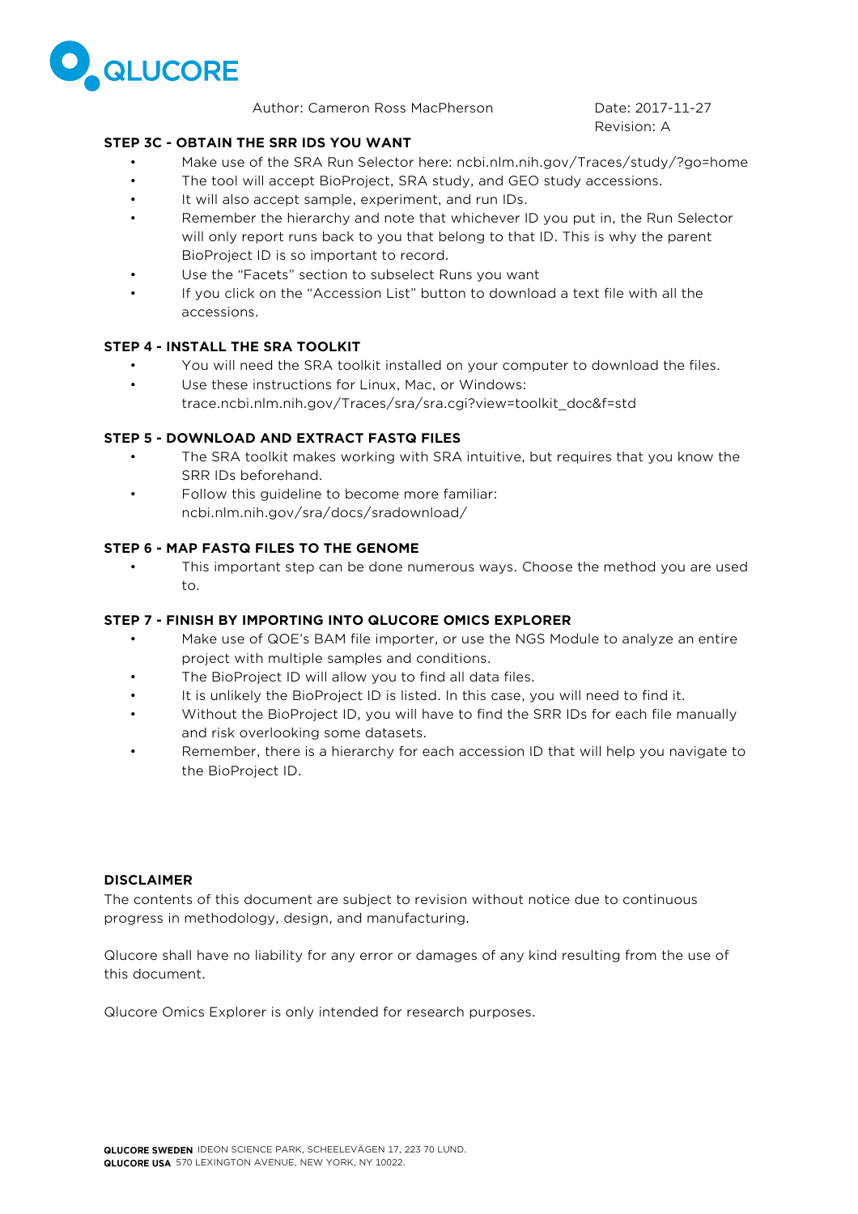Author: Cameron Ross MacPherson

Date: 2017-11-27
Revision: A

**STEP 3C - OBTAIN THE SRR IDS YOU WANT**

- Make use of the SRA Run Selector here: ncbi.nlm.nih.gov/Traces/study/?go=home
- The tool will accept BioProject, SRA study, and GEO study accessions.
- It will also accept sample, experiment, and run IDs.
- Remember the hierarchy and note that whichever ID you put in, the Run Selector will only report runs back to you that belong to that ID. This is why the parent BioProject ID is so important to record.
- Use the "Facets" section to subselect Runs you want
- If you click on the "Accession List" button to download a text file with all the accessions.

**STEP 4 - INSTALL THE SRA TOOLKIT**

- You will need the SRA toolkit installed on your computer to download the files.
- Use these instructions for Linux, Mac, or Windows: trace.ncbi.nlm.nih.gov/Traces/sra/sra.cgi?view=toolkit_doc&f=std

**STEP 5 - DOWNLOAD AND EXTRACT FASTQ FILES**

- The SRA toolkit makes working with SRA intuitive, but requires that you know the SRR IDs beforehand.
- Follow this guideline to become more familiar: ncbi.nlm.nih.gov/sra/docs/sradownload/

**STEP 6 - MAP FASTQ FILES TO THE GENOME**

- This important step can be done numerous ways. Choose the method you are used to.

**STEP 7 - FINISH BY IMPORTING INTO QLUCORE OMICS EXPLORER**

- Make use of QOE's BAM file importer, or use the NGS Module to analyze an entire project with multiple samples and conditions.
- The BioProject ID will allow you to find all data files.
- It is unlikely the BioProject ID is listed. In this case, you will need to find it.
- Without the BioProject ID, you will have to find the SRR IDs for each file manually and risk overlooking some datasets.
- Remember, there is a hierarchy for each accession ID that will help you navigate to the BioProject ID.

**DISCLAIMER**

The contents of this document are subject to revision without notice due to continuous progress in methodology, design, and manufacturing.

Qlucore shall have no liability for any error or damages of any kind resulting from the use of this document.

Qlucore Omics Explorer is only intended for research purposes.